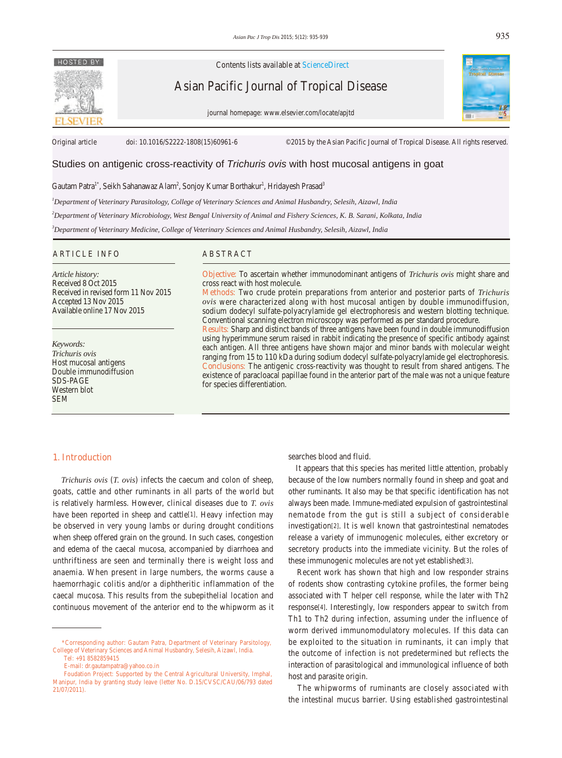Contents lists available at ScienceDirect

Asian Pacific Journal of Tropical Disease

journal homepage: www.elsevier.com/locate/apjtd

Original article doi: 10.1016/S2222-1808(15)60961-6 ©2015 by the Asian Pacific Journal of Tropical Disease. All rights reserved.

# Studies on antigenic cross-reactivity of *Trichuris ovis* with host mucosal antigens in goat

Gautam Patra[1*], Seikh Sahanawaz Alam[2], Sonjoy Kumar Borthakur[1], Hridayesh Prasad[3]

[1]*Department of Veterinary Parasitology, College of Veterinary Sciences and Animal Husbandry, Selesih, Aizawl, India*

[2]*Department of Veterinary Microbiology, West Bengal University of Animal and Fishery Sciences, K. B. Sarani, Kolkata, India*

[3]*Department of Veterinary Medicine, College of Veterinary Sciences and Animal Husbandry, Selesih, Aizawl, India*

## ARTICLE INFO

*Article history:*
Received 8 Oct 2015
Received in revised form 11 Nov 2015
Accepted 13 Nov 2015
Available online 17 Nov 2015

*Keywords:*
*Trichuris ovis*
Host mucosal antigens
Double immunodiffusion
SDS-PAGE
Western blot
SEM

## ABSTRACT

**Objective:** To ascertain whether immunodominant antigens of *Trichuris ovis* might share and cross react with host molecule.

**Methods:** Two crude protein preparations from anterior and posterior parts of *Trichuris ovis* were characterized along with host mucosal antigen by double immunodiffusion, sodium dodecyl sulfate-polyacrylamide gel electrophoresis and western blotting technique. Conventional scanning electron microscopy was performed as per standard procedure.

**Results:** Sharp and distinct bands of three antigens have been found in double immunodiffusion using hyperimmune serum raised in rabbit indicating the presence of specific antibody against each antigen. All three antigens have shown major and minor bands with molecular weight ranging from 15 to 110 kDa during sodium dodecyl sulfate-polyacrylamide gel electrophoresis.

**Conclusions:** The antigenic cross-reactivity was thought to result from shared antigens. The existence of paracloacal papillae found in the anterior part of the male was not a unique feature for species differentiation.

## 1. Introduction

*Trichuris ovis* (*T. ovis*) infects the caecum and colon of sheep, goats, cattle and other ruminants in all parts of the world but is relatively harmless. However, clinical diseases due to *T. ovis* have been reported in sheep and cattle[1]. Heavy infection may be observed in very young lambs or during drought conditions when sheep offered grain on the ground. In such cases, congestion and edema of the caecal mucosa, accompanied by diarrhoea and unthriftiness are seen and terminally there is weight loss and anaemia. When present in large numbers, the worms cause a haemorrhagic colitis and/or a diphtheritic inflammation of the caecal mucosa. This results from the subepithelial location and continuous movement of the anterior end to the whipworm as it searches blood and fluid.

It appears that this species has merited little attention, probably because of the low numbers normally found in sheep and goat and other ruminants. It also may be that specific identification has not always been made. Immune-mediated expulsion of gastrointestinal nematode from the gut is still a subject of considerable investigation[2]. It is well known that gastrointestinal nematodes release a variety of immunogenic molecules, either excretory or secretory products into the immediate vicinity. But the roles of these immunogenic molecules are not yet established[3].

Recent work has shown that high and low responder strains of rodents show contrasting cytokine profiles, the former being associated with T helper cell response, while the later with Th2 response[4]. Interestingly, low responders appear to switch from Th1 to Th2 during infection, assuming under the influence of worm derived immunomodulatory molecules. If this data can be exploited to the situation in ruminants, it can imply that the outcome of infection is not predetermined but reflects the interaction of parasitological and immunological influence of both host and parasite origin.

The whipworms of ruminants are closely associated with the intestinal mucus barrier. Using established gastrointestinal

---

*Corresponding author: Gautam Patra, Department of Veterinary Parsitology, College of Veterinary Sciences and Animal Husbandry, Selesih, Aizawl, India.
Tel: +91 8582859415
E-mail: dr.gautampatra@yahoo.co.in
Foudation Project: Supported by the Central Agricultural University, Imphal, Manipur, India by granting study leave (letter No. D.15/CVSC/CAU/06/793 dated 21/07/2011).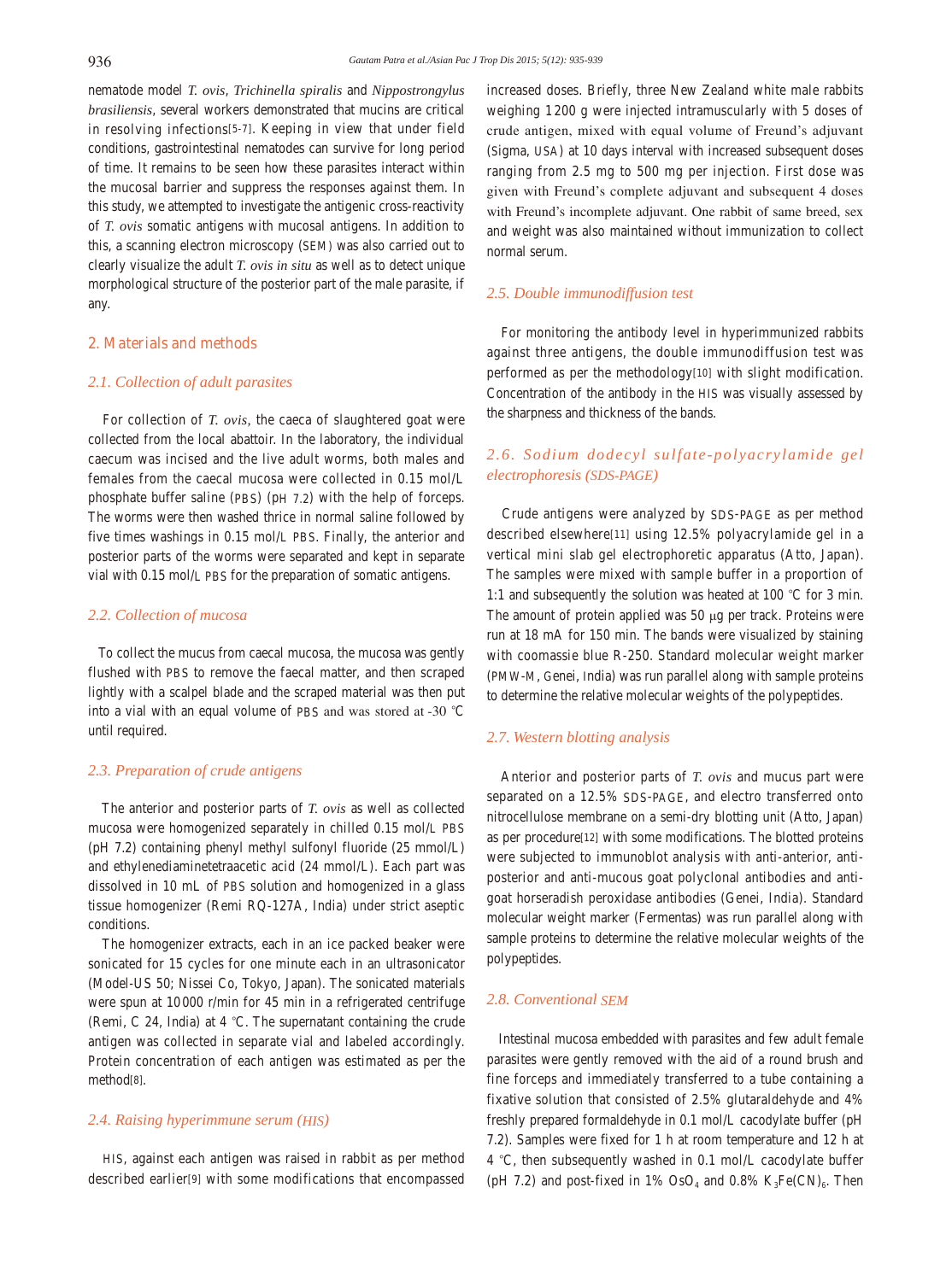nematode model *T. ovis*, *Trichinella spiralis* and *Nippostrongylus brasiliensis*, several workers demonstrated that mucins are critical in resolving infections[5-7]. Keeping in view that under field conditions, gastrointestinal nematodes can survive for long period of time. It remains to be seen how these parasites interact within the mucosal barrier and suppress the responses against them. In this study, we attempted to investigate the antigenic cross-reactivity of *T. ovis* somatic antigens with mucosal antigens. In addition to this, a scanning electron microscopy (SEM) was also carried out to clearly visualize the adult *T. ovis in situ* as well as to detect unique morphological structure of the posterior part of the male parasite, if any.

## 2. Materials and methods

### 2.1. Collection of adult parasites

For collection of *T. ovis*, the caeca of slaughtered goat were collected from the local abattoir. In the laboratory, the individual caecum was incised and the live adult worms, both males and females from the caecal mucosa were collected in 0.15 mol/L phosphate buffer saline (PBS) (pH 7.2) with the help of forceps. The worms were then washed thrice in normal saline followed by five times washings in 0.15 mol/L PBS. Finally, the anterior and posterior parts of the worms were separated and kept in separate vial with 0.15 mol/L PBS for the preparation of somatic antigens.

### 2.2. Collection of mucosa

To collect the mucus from caecal mucosa, the mucosa was gently flushed with PBS to remove the faecal matter, and then scraped lightly with a scalpel blade and the scraped material was then put into a vial with an equal volume of PBS and was stored at -30 °C until required.

### 2.3. Preparation of crude antigens

The anterior and posterior parts of *T. ovis* as well as collected mucosa were homogenized separately in chilled 0.15 mol/L PBS (pH 7.2) containing phenyl methyl sulfonyl fluoride (25 mmol/L) and ethylenediaminetetraacetic acid (24 mmol/L). Each part was dissolved in 10 mL of PBS solution and homogenized in a glass tissue homogenizer (Remi RQ-127A, India) under strict aseptic conditions.

The homogenizer extracts, each in an ice packed beaker were sonicated for 15 cycles for one minute each in an ultrasonicator (Model-US 50; Nissei Co, Tokyo, Japan). The sonicated materials were spun at 10 000 r/min for 45 min in a refrigerated centrifuge (Remi, C 24, India) at 4 °C. The supernatant containing the crude antigen was collected in separate vial and labeled accordingly. Protein concentration of each antigen was estimated as per the method[8].

### 2.4. Raising hyperimmune serum (HIS)

HIS, against each antigen was raised in rabbit as per method described earlier[9] with some modifications that encompassed increased doses. Briefly, three New Zealand white male rabbits weighing 1 200 g were injected intramuscularly with 5 doses of crude antigen, mixed with equal volume of Freund's adjuvant (Sigma, USA) at 10 days interval with increased subsequent doses ranging from 2.5 mg to 500 mg per injection. First dose was given with Freund's complete adjuvant and subsequent 4 doses with Freund's incomplete adjuvant. One rabbit of same breed, sex and weight was also maintained without immunization to collect normal serum.

### 2.5. Double immunodiffusion test

For monitoring the antibody level in hyperimmunized rabbits against three antigens, the double immunodiffusion test was performed as per the methodology[10] with slight modification. Concentration of the antibody in the HIS was visually assessed by the sharpness and thickness of the bands.

### 2.6. Sodium dodecyl sulfate-polyacrylamide gel electrophoresis (SDS-PAGE)

Crude antigens were analyzed by SDS-PAGE as per method described elsewhere[11] using 12.5% polyacrylamide gel in a vertical mini slab gel electrophoretic apparatus (Atto, Japan). The samples were mixed with sample buffer in a proportion of 1:1 and subsequently the solution was heated at 100 °C for 3 min. The amount of protein applied was 50 μg per track. Proteins were run at 18 mA for 150 min. The bands were visualized by staining with coomassie blue R-250. Standard molecular weight marker (PMW-M, Genei, India) was run parallel along with sample proteins to determine the relative molecular weights of the polypeptides.

### 2.7. Western blotting analysis

Anterior and posterior parts of *T. ovis* and mucus part were separated on a 12.5% SDS-PAGE, and electro transferred onto nitrocellulose membrane on a semi-dry blotting unit (Atto, Japan) as per procedure[12] with some modifications. The blotted proteins were subjected to immunoblot analysis with anti-anterior, anti-posterior and anti-mucous goat polyclonal antibodies and anti-goat horseradish peroxidase antibodies (Genei, India). Standard molecular weight marker (Fermentas) was run parallel along with sample proteins to determine the relative molecular weights of the polypeptides.

### 2.8. Conventional SEM

Intestinal mucosa embedded with parasites and few adult female parasites were gently removed with the aid of a round brush and fine forceps and immediately transferred to a tube containing a fixative solution that consisted of 2.5% glutaraldehyde and 4% freshly prepared formaldehyde in 0.1 mol/L cacodylate buffer (pH 7.2). Samples were fixed for 1 h at room temperature and 12 h at 4 °C, then subsequently washed in 0.1 mol/L cacodylate buffer (pH 7.2) and post-fixed in 1% $OsO_4$ and 0.8% $K_3Fe(CN)_6$. Then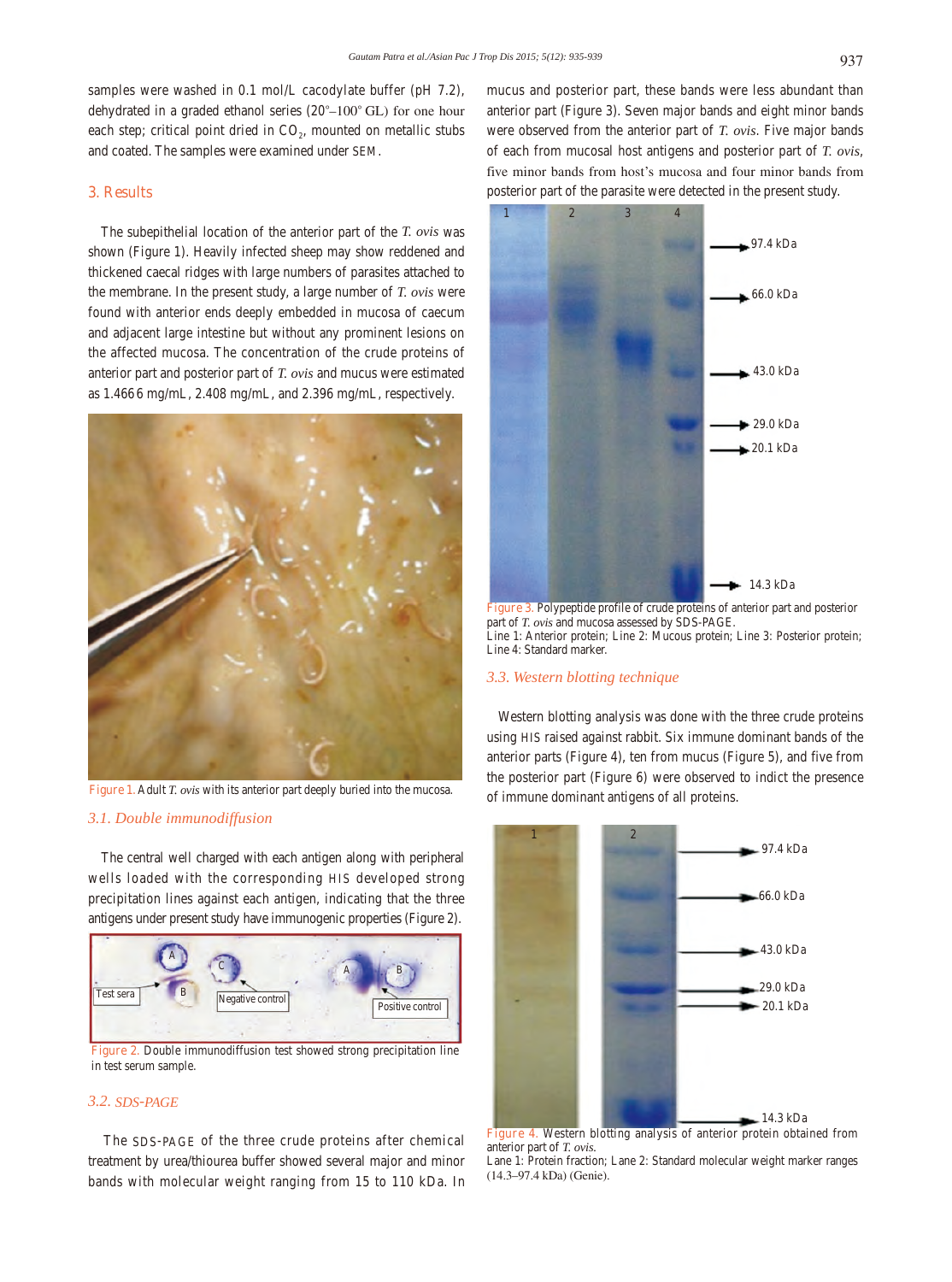samples were washed in 0.1 mol/L cacodylate buffer (pH 7.2), dehydrated in a graded ethanol series (20°–100° GL) for one hour each step; critical point dried in $CO_2$, mounted on metallic stubs and coated. The samples were examined under SEM.

## 3. Results

The subepithelial location of the anterior part of the *T. ovis* was shown (Figure 1). Heavily infected sheep may show reddened and thickened caecal ridges with large numbers of parasites attached to the membrane. In the present study, a large number of *T. ovis* were found with anterior ends deeply embedded in mucosa of caecum and adjacent large intestine but without any prominent lesions on the affected mucosa. The concentration of the crude proteins of anterior part and posterior part of *T. ovis* and mucus were estimated as 1.4666 mg/mL, 2.408 mg/mL, and 2.396 mg/mL, respectively.

Figure 1. Adult *T. ovis* with its anterior part deeply buried into the mucosa.

### 3.1. Double immunodiffusion

The central well charged with each antigen along with peripheral wells loaded with the corresponding HIS developed strong precipitation lines against each antigen, indicating that the three antigens under present study have immunogenic properties (Figure 2).

Figure 2. Double immunodiffusion test showed strong precipitation line in test serum sample.

### 3.2. SDS-PAGE

The SDS-PAGE of the three crude proteins after chemical treatment by urea/thiourea buffer showed several major and minor bands with molecular weight ranging from 15 to 110 kDa. In mucus and posterior part, these bands were less abundant than anterior part (Figure 3). Seven major bands and eight minor bands were observed from the anterior part of *T. ovis*. Five major bands of each from mucosal host antigens and posterior part of *T. ovis*, five minor bands from host's mucosa and four minor bands from posterior part of the parasite were detected in the present study.

Figure 3. Polypeptide profile of crude proteins of anterior part and posterior part of *T. ovis* and mucosa assessed by SDS-PAGE.
Line 1: Anterior protein; Line 2: Mucous protein; Line 3: Posterior protein; Line 4: Standard marker.

### 3.3. Western blotting technique

Western blotting analysis was done with the three crude proteins using HIS raised against rabbit. Six immune dominant bands of the anterior parts (Figure 4), ten from mucus (Figure 5), and five from the posterior part (Figure 6) were observed to indict the presence of immune dominant antigens of all proteins.

Figure 4. Western blotting analysis of anterior protein obtained from anterior part of *T. ovis*.
Lane 1: Protein fraction; Lane 2: Standard molecular weight marker ranges (14.3–97.4 kDa) (Genie).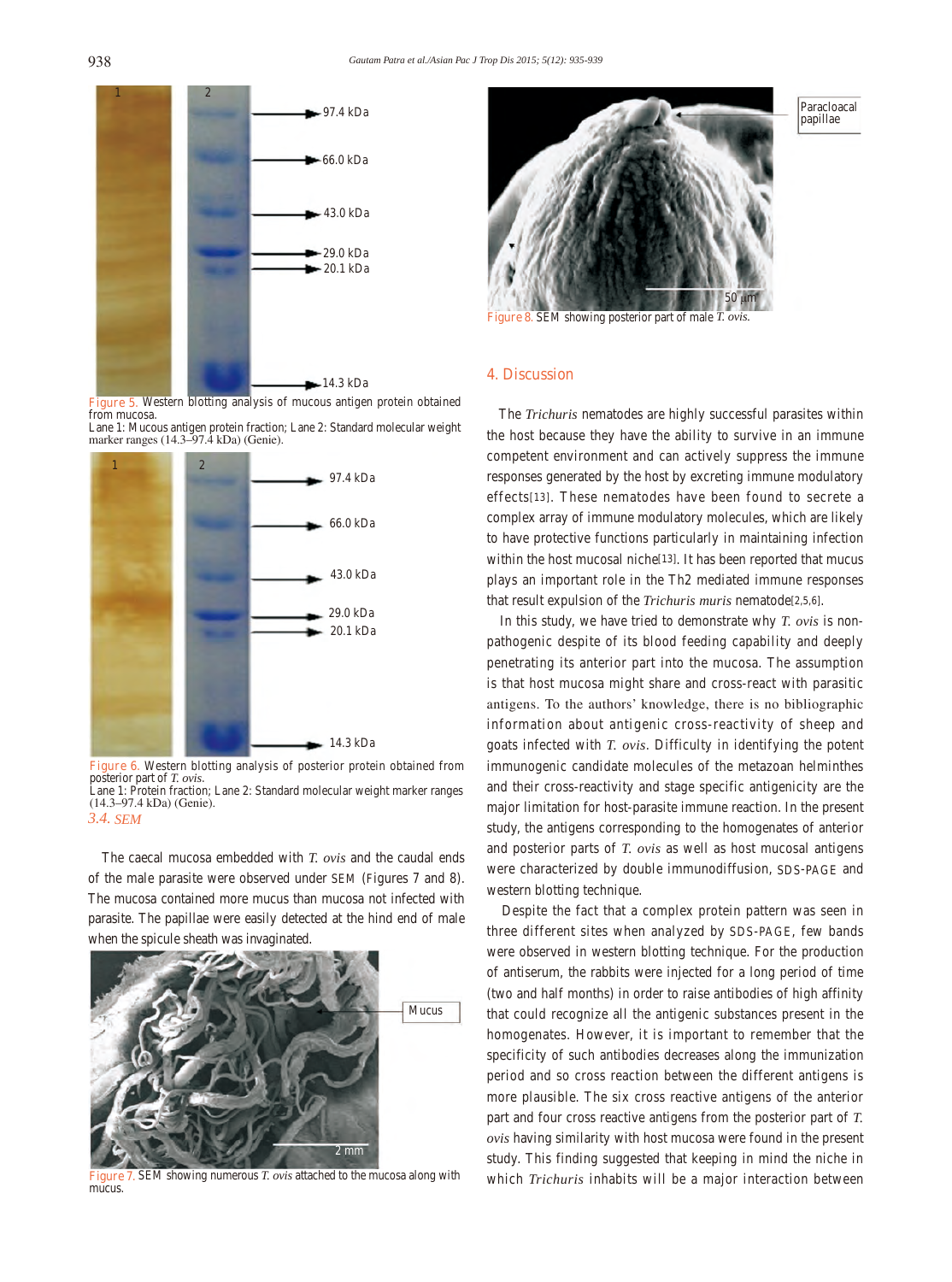Figure 5. Western blotting analysis of mucous antigen protein obtained from mucosa.
Lane 1: Mucous antigen protein fraction; Lane 2: Standard molecular weight marker ranges (14.3–97.4 kDa) (Genie).

Figure 6. Western blotting analysis of posterior protein obtained from posterior part of *T. ovis*.
Lane 1: Protein fraction; Lane 2: Standard molecular weight marker ranges (14.3–97.4 kDa) (Genie).

### 3.4. SEM

The caecal mucosa embedded with *T. ovis* and the caudal ends of the male parasite were observed under SEM (Figures 7 and 8). The mucosa contained more mucus than mucosa not infected with parasite. The papillae were easily detected at the hind end of male when the spicule sheath was invaginated.

Figure 7. SEM showing numerous *T. ovis* attached to the mucosa along with mucus.

Figure 8. SEM showing posterior part of male *T. ovis*.

## 4. Discussion

The *Trichuris* nematodes are highly successful parasites within the host because they have the ability to survive in an immune competent environment and can actively suppress the immune responses generated by the host by excreting immune modulatory effects[13]. These nematodes have been found to secrete a complex array of immune modulatory molecules, which are likely to have protective functions particularly in maintaining infection within the host mucosal niche[13]. It has been reported that mucus plays an important role in the Th2 mediated immune responses that result expulsion of the *Trichuris muris* nematode[2,5,6].

In this study, we have tried to demonstrate why *T. ovis* is non-pathogenic despite of its blood feeding capability and deeply penetrating its anterior part into the mucosa. The assumption is that host mucosa might share and cross-react with parasitic antigens. To the authors' knowledge, there is no bibliographic information about antigenic cross-reactivity of sheep and goats infected with *T. ovis*. Difficulty in identifying the potent immunogenic candidate molecules of the metazoan helminthes and their cross-reactivity and stage specific antigenicity are the major limitation for host-parasite immune reaction. In the present study, the antigens corresponding to the homogenates of anterior and posterior parts of *T. ovis* as well as host mucosal antigens were characterized by double immunodiffusion, SDS-PAGE and western blotting technique.

Despite the fact that a complex protein pattern was seen in three different sites when analyzed by SDS-PAGE, few bands were observed in western blotting technique. For the production of antiserum, the rabbits were injected for a long period of time (two and half months) in order to raise antibodies of high affinity that could recognize all the antigenic substances present in the homogenates. However, it is important to remember that the specificity of such antibodies decreases along the immunization period and so cross reaction between the different antigens is more plausible. The six cross reactive antigens of the anterior part and four cross reactive antigens from the posterior part of *T. ovis* having similarity with host mucosa were found in the present study. This finding suggested that keeping in mind the niche in which *Trichuris* inhabits will be a major interaction between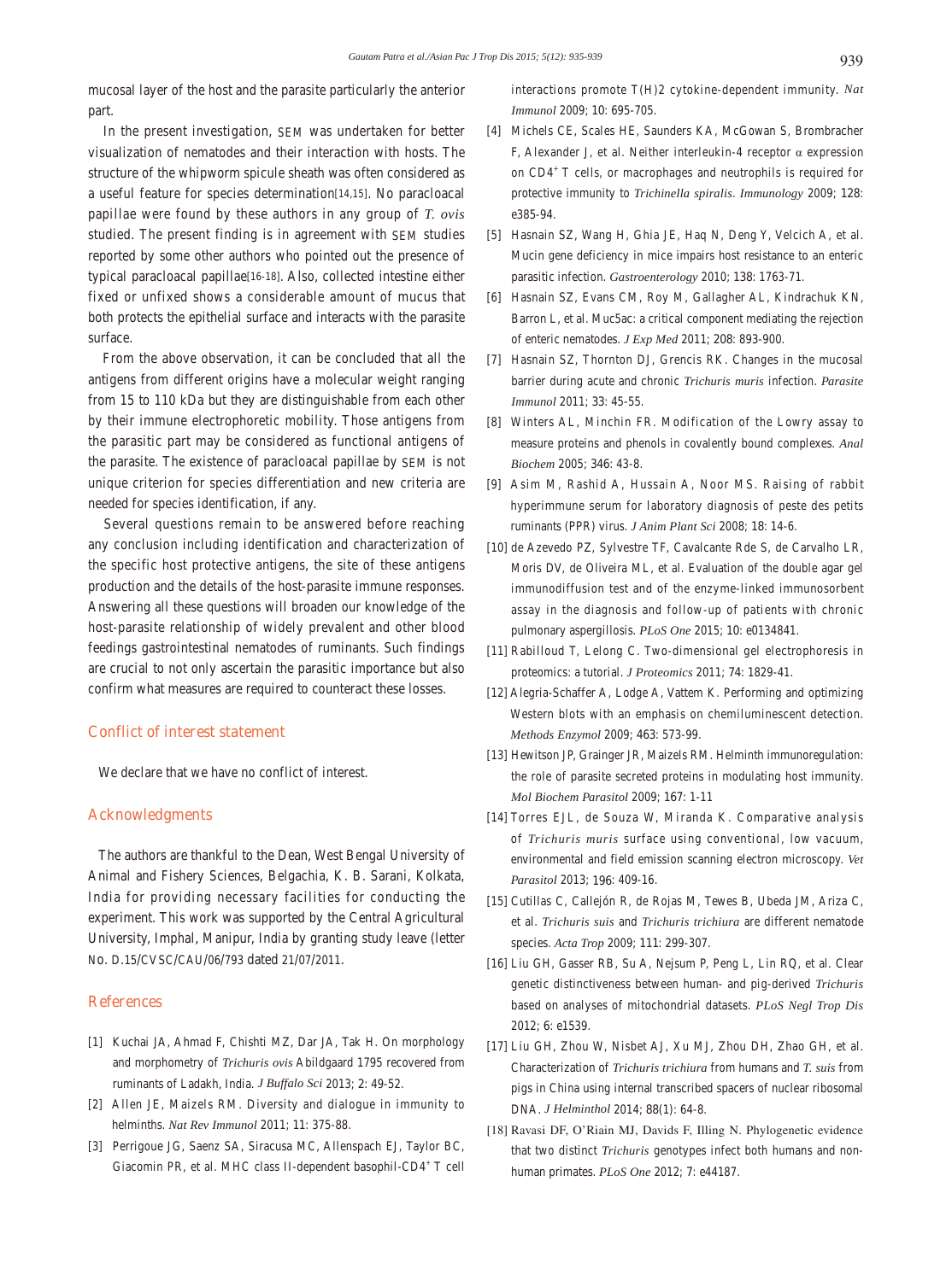mucosal layer of the host and the parasite particularly the anterior part.

In the present investigation, SEM was undertaken for better visualization of nematodes and their interaction with hosts. The structure of the whipworm spicule sheath was often considered as a useful feature for species determination[14,15]. No paracloacal papillae were found by these authors in any group of *T. ovis* studied. The present finding is in agreement with SEM studies reported by some other authors who pointed out the presence of typical paracloacal papillae[16-18]. Also, collected intestine either fixed or unfixed shows a considerable amount of mucus that both protects the epithelial surface and interacts with the parasite surface.

From the above observation, it can be concluded that all the antigens from different origins have a molecular weight ranging from 15 to 110 kDa but they are distinguishable from each other by their immune electrophoretic mobility. Those antigens from the parasitic part may be considered as functional antigens of the parasite. The existence of paracloacal papillae by SEM is not unique criterion for species differentiation and new criteria are needed for species identification, if any.

Several questions remain to be answered before reaching any conclusion including identification and characterization of the specific host protective antigens, the site of these antigens production and the details of the host-parasite immune responses. Answering all these questions will broaden our knowledge of the host-parasite relationship of widely prevalent and other blood feedings gastrointestinal nematodes of ruminants. Such findings are crucial to not only ascertain the parasitic importance but also confirm what measures are required to counteract these losses.

## Conflict of interest statement

We declare that we have no conflict of interest.

## Acknowledgments

The authors are thankful to the Dean, West Bengal University of Animal and Fishery Sciences, Belgachia, K. B. Sarani, Kolkata, India for providing necessary facilities for conducting the experiment. This work was supported by the Central Agricultural University, Imphal, Manipur, India by granting study leave (letter No. D.15/CVSC/CAU/06/793 dated 21/07/2011.

## References

[1] Kuchai JA, Ahmad F, Chishti MZ, Dar JA, Tak H. On morphology and morphometry of *Trichuris ovis* Abildgaard 1795 recovered from ruminants of Ladakh, India. *J Buffalo Sci* 2013; 2: 49-52.

[2] Allen JE, Maizels RM. Diversity and dialogue in immunity to helminths. *Nat Rev Immunol* 2011; 11: 375-88.

[3] Perrigoue JG, Saenz SA, Siracusa MC, Allenspach EJ, Taylor BC, Giacomin PR, et al. MHC class II-dependent basophil-CD4+ T cell interactions promote T(H)2 cytokine-dependent immunity. *Nat Immunol* 2009; 10: 695-705.

[4] Michels CE, Scales HE, Saunders KA, McGowan S, Brombracher F, Alexander J, et al. Neither interleukin-4 receptor α expression on CD4+ T cells, or macrophages and neutrophils is required for protective immunity to *Trichinella spiralis*. *Immunology* 2009; 128: e385-94.

[5] Hasnain SZ, Wang H, Ghia JE, Haq N, Deng Y, Velcich A, et al. Mucin gene deficiency in mice impairs host resistance to an enteric parasitic infection. *Gastroenterology* 2010; 138: 1763-71.

[6] Hasnain SZ, Evans CM, Roy M, Gallagher AL, Kindrachuk KN, Barron L, et al. Muc5ac: a critical component mediating the rejection of enteric nematodes. *J Exp Med* 2011; 208: 893-900.

[7] Hasnain SZ, Thornton DJ, Grencis RK. Changes in the mucosal barrier during acute and chronic *Trichuris muris* infection. *Parasite Immunol* 2011; 33: 45-55.

[8] Winters AL, Minchin FR. Modification of the Lowry assay to measure proteins and phenols in covalently bound complexes. *Anal Biochem* 2005; 346: 43-8.

[9] Asim M, Rashid A, Hussain A, Noor MS. Raising of rabbit hyperimmune serum for laboratory diagnosis of peste des petits ruminants (PPR) virus. *J Anim Plant Sci* 2008; 18: 14-6.

[10] de Azevedo PZ, Sylvestre TF, Cavalcante Rde S, de Carvalho LR, Moris DV, de Oliveira ML, et al. Evaluation of the double agar gel immunodiffusion test and of the enzyme-linked immunosorbent assay in the diagnosis and follow-up of patients with chronic pulmonary aspergillosis. *PLoS One* 2015; 10: e0134841.

[11] Rabilloud T, Lelong C. Two-dimensional gel electrophoresis in proteomics: a tutorial. *J Proteomics* 2011; 74: 1829-41.

[12] Alegria-Schaffer A, Lodge A, Vattem K. Performing and optimizing Western blots with an emphasis on chemiluminescent detection. *Methods Enzymol* 2009; 463: 573-99.

[13] Hewitson JP, Grainger JR, Maizels RM. Helminth immunoregulation: the role of parasite secreted proteins in modulating host immunity. *Mol Biochem Parasitol* 2009; 167: 1-11

[14] Torres EJL, de Souza W, Miranda K. Comparative analysis of *Trichuris muris* surface using conventional, low vacuum, environmental and field emission scanning electron microscopy. *Vet Parasitol* 2013; 196: 409-16.

[15] Cutillas C, Callejón R, de Rojas M, Tewes B, Ubeda JM, Ariza C, et al. *Trichuris suis* and *Trichuris trichiura* are different nematode species. *Acta Trop* 2009; 111: 299-307.

[16] Liu GH, Gasser RB, Su A, Nejsum P, Peng L, Lin RQ, et al. Clear genetic distinctiveness between human- and pig-derived *Trichuris* based on analyses of mitochondrial datasets. *PLoS Negl Trop Dis* 2012; 6: e1539.

[17] Liu GH, Zhou W, Nisbet AJ, Xu MJ, Zhou DH, Zhao GH, et al. Characterization of *Trichuris trichiura* from humans and *T. suis* from pigs in China using internal transcribed spacers of nuclear ribosomal DNA. *J Helminthol* 2014; 88(1): 64-8.

[18] Ravasi DF, O'Riain MJ, Davids F, Illing N. Phylogenetic evidence that two distinct *Trichuris* genotypes infect both humans and non-human primates. *PLoS One* 2012; 7: e44187.